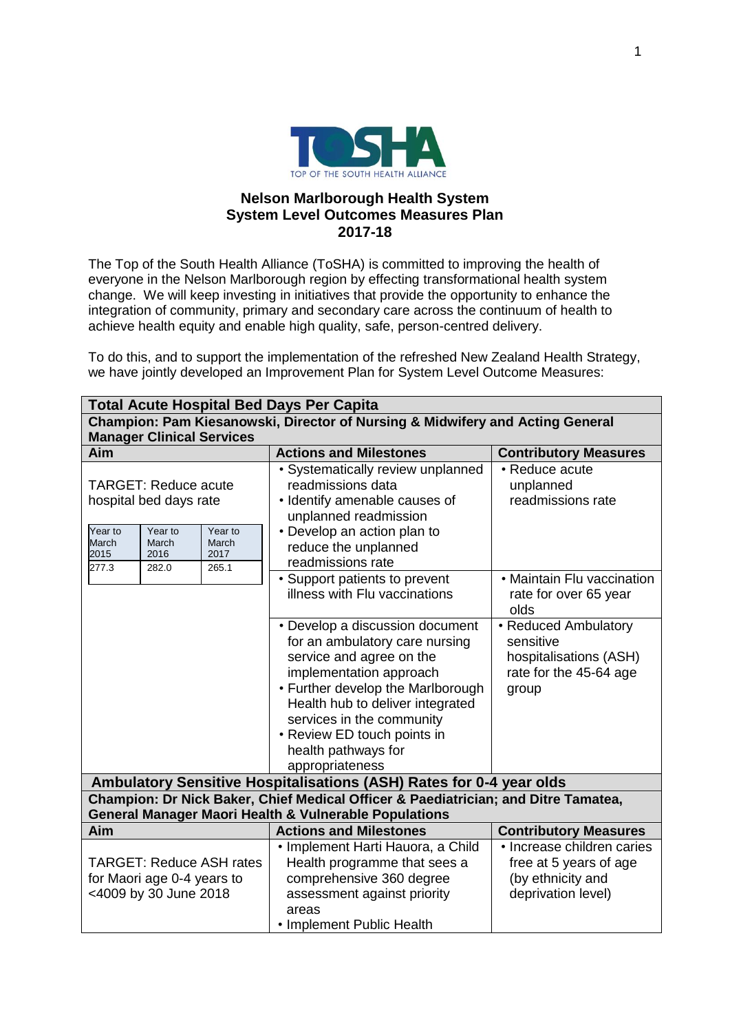TOSHA

TOP OF THE SOUTH HEALTH ALLIANCE

**Nelson Marlborough Health System**
**System Level Outcomes Measures Plan**
**2017-18**

The Top of the South Health Alliance (ToSHA) is committed to improving the health of everyone in the Nelson Marlborough region by effecting transformational health system change. We will keep investing in initiatives that provide the opportunity to enhance the integration of community, primary and secondary care across the continuum of health to achieve health equity and enable high quality, safe, person-centred delivery.

To do this, and to support the implementation of the refreshed New Zealand Health Strategy, we have jointly developed an Improvement Plan for System Level Outcome Measures:

| **Total Acute Hospital Bed Days Per Capita** | | |
|---|---|---|
| **Champion: Pam Kiesanowski, Director of Nursing & Midwifery and Acting General Manager Clinical Services** | | |
| **Aim** | **Actions and Milestones** | **Contributory Measures** |
| TARGET: Reduce acute hospital bed days rate<br><br>Year to March 2015: 277.3<br>Year to March 2016: 282.0<br>Year to March 2017: 265.1 | • Systematically review unplanned readmissions data<br>• Identify amenable causes of unplanned readmission<br>• Develop an action plan to reduce the unplanned readmissions rate | • Reduce acute unplanned readmissions rate |
| | • Support patients to prevent illness with Flu vaccinations | • Maintain Flu vaccination rate for over 65 year olds |
| | • Develop a discussion document for an ambulatory care nursing service and agree on the implementation approach<br>• Further develop the Marlborough Health hub to deliver integrated services in the community<br>• Review ED touch points in health pathways for appropriateness | • Reduced Ambulatory sensitive hospitalisations (ASH) rate for the 45-64 age group |
| **Ambulatory Sensitive Hospitalisations (ASH) Rates for 0-4 year olds** | | |
| **Champion: Dr Nick Baker, Chief Medical Officer & Paediatrician; and Ditre Tamatea, General Manager Maori Health & Vulnerable Populations** | | |
| **Aim** | **Actions and Milestones** | **Contributory Measures** |
| TARGET: Reduce ASH rates for Maori age 0-4 years to <4009 by 30 June 2018 | • Implement Harti Hauora, a Child Health programme that sees a comprehensive 360 degree assessment against priority areas<br>• Implement Public Health | • Increase children caries free at 5 years of age (by ethnicity and deprivation level) |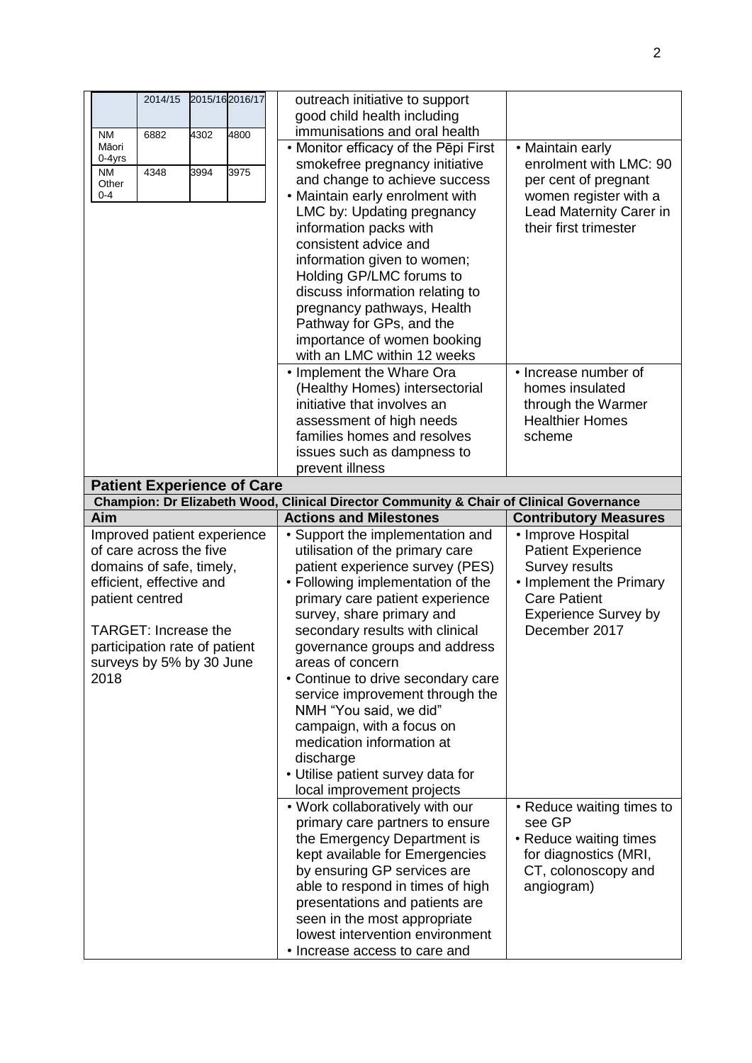| | | |
|---|---|---|
| <table><tr><th></th><th>2014/15</th><th>2015/16</th><th>2016/17</th></tr><tr><td>NM Māori 0-4yrs</td><td>6882</td><td>4302</td><td>4800</td></tr><tr><td>NM Other 0-4</td><td>4348</td><td>3994</td><td>3975</td></tr></table> | outreach initiative to support good child health including immunisations and oral health | |
| | • Monitor efficacy of the Pēpi First smokefree pregnancy initiative and change to achieve success<br>• Maintain early enrolment with LMC by: Updating pregnancy information packs with consistent advice and information given to women; Holding GP/LMC forums to discuss information relating to pregnancy pathways, Health Pathway for GPs, and the importance of women booking with an LMC within 12 weeks | • Maintain early enrolment with LMC: 90 per cent of pregnant women register with a Lead Maternity Carer in their first trimester |
| | • Implement the Whare Ora (Healthy Homes) intersectorial initiative that involves an assessment of high needs families homes and resolves issues such as dampness to prevent illness | • Increase number of homes insulated through the Warmer Healthier Homes scheme |

## Patient Experience of Care

**Champion: Dr Elizabeth Wood, Clinical Director Community & Chair of Clinical Governance**

| Aim | Actions and Milestones | Contributory Measures |
|---|---|---|
| Improved patient experience of care across the five domains of safe, timely, efficient, effective and patient centred<br><br>TARGET: Increase the participation rate of patient surveys by 5% by 30 June 2018 | • Support the implementation and utilisation of the primary care patient experience survey (PES)<br>• Following implementation of the primary care patient experience survey, share primary and secondary results with clinical governance groups and address areas of concern<br>• Continue to drive secondary care service improvement through the NMH "You said, we did" campaign, with a focus on medication information at discharge<br>• Utilise patient survey data for local improvement projects | • Improve Hospital Patient Experience Survey results<br>• Implement the Primary Care Patient Experience Survey by December 2017 |
| | • Work collaboratively with our primary care partners to ensure the Emergency Department is kept available for Emergencies by ensuring GP services are able to respond in times of high presentations and patients are seen in the most appropriate lowest intervention environment<br>• Increase access to care and | • Reduce waiting times to see GP<br>• Reduce waiting times for diagnostics (MRI, CT, colonoscopy and angiogram) |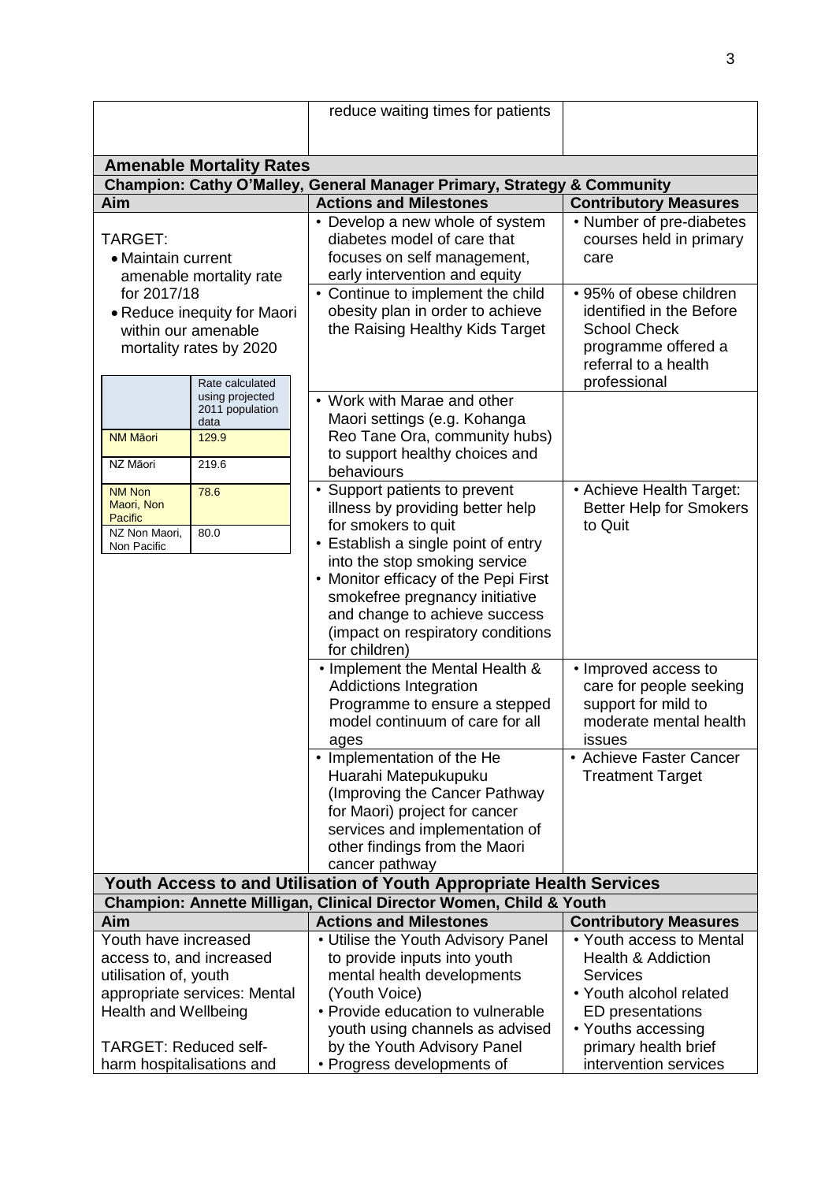| | reduce waiting times for patients | |
|---|---|---|

## Amenable Mortality Rates

**Champion: Cathy O'Malley, General Manager Primary, Strategy & Community**

| Aim | Actions and Milestones | Contributory Measures |
|---|---|---|
| TARGET:<br>• Maintain current amenable mortality rate for 2017/18<br>• Reduce inequity for Maori within our amenable mortality rates by 2020 | • Develop a new whole of system diabetes model of care that focuses on self management, early intervention and equity | • Number of pre-diabetes courses held in primary care |
| | • Continue to implement the child obesity plan in order to achieve the Raising Healthy Kids Target | • 95% of obese children identified in the Before School Check programme offered a referral to a health professional |
| | • Work with Marae and other Maori settings (e.g. Kohanga Reo Tane Ora, community hubs) to support healthy choices and behaviours | |
| | • Support patients to prevent illness by providing better help for smokers to quit<br>• Establish a single point of entry into the stop smoking service<br>• Monitor efficacy of the Pepi First smokefree pregnancy initiative and change to achieve success (impact on respiratory conditions for children) | • Achieve Health Target: Better Help for Smokers to Quit |
| | • Implement the Mental Health & Addictions Integration Programme to ensure a stepped model continuum of care for all ages | • Improved access to care for people seeking support for mild to moderate mental health issues |
| | • Implementation of the He Huarahi Matepukupuku (Improving the Cancer Pathway for Maori) project for cancer services and implementation of other findings from the Maori cancer pathway | • Achieve Faster Cancer Treatment Target |

| | Rate calculated using projected 2011 population data |
|---|---|
| NM Māori | 129.9 |
| NZ Māori | 219.6 |
| NM Non Maori, Non Pacific | 78.6 |
| NZ Non Maori, Non Pacific | 80.0 |

## Youth Access to and Utilisation of Youth Appropriate Health Services

**Champion: Annette Milligan, Clinical Director Women, Child & Youth**

| Aim | Actions and Milestones | Contributory Measures |
|---|---|---|
| Youth have increased access to, and increased utilisation of, youth appropriate services: Mental Health and Wellbeing<br><br>TARGET: Reduced self-harm hospitalisations and | • Utilise the Youth Advisory Panel to provide inputs into youth mental health developments (Youth Voice)<br>• Provide education to vulnerable youth using channels as advised by the Youth Advisory Panel<br>• Progress developments of | • Youth access to Mental Health & Addiction Services<br>• Youth alcohol related ED presentations<br>• Youths accessing primary health brief intervention services |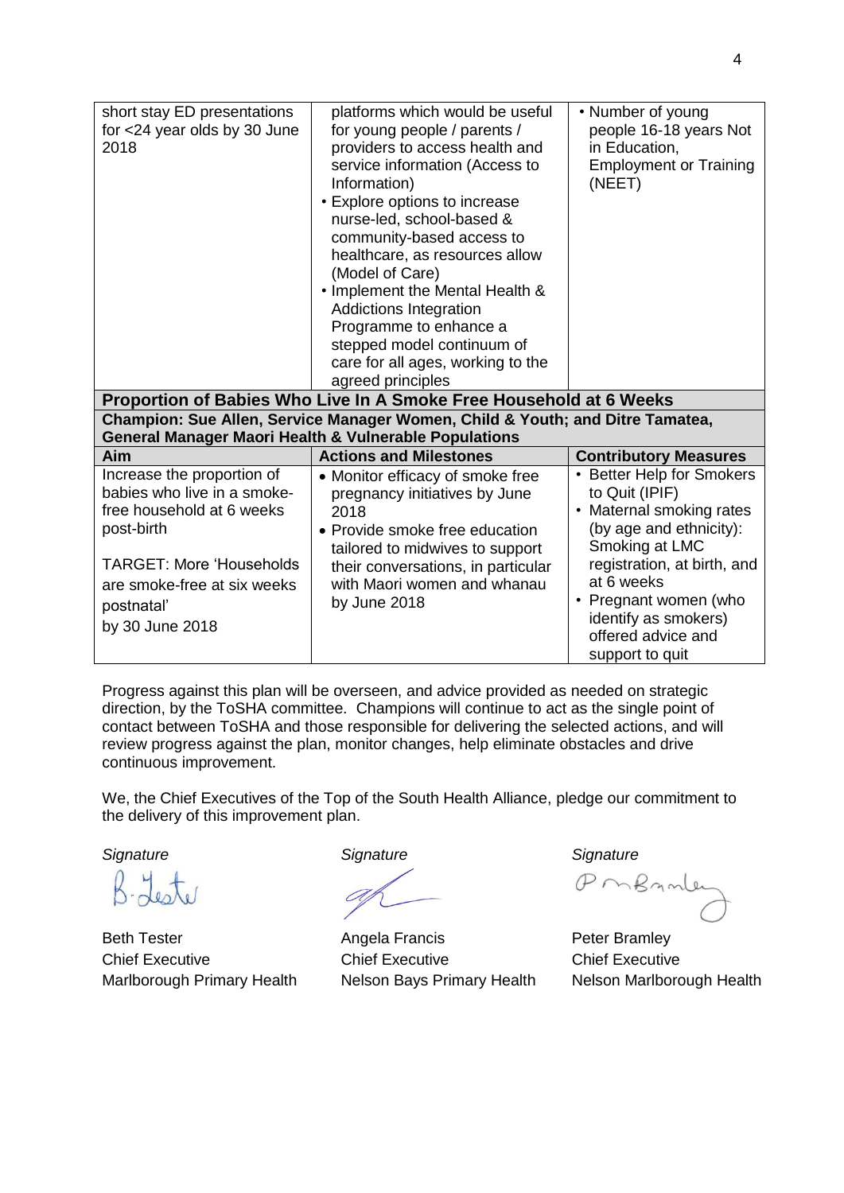| | | |
|---|---|---|
| short stay ED presentations for <24 year olds by 30 June 2018 | platforms which would be useful for young people / parents / providers to access health and service information (Access to Information)<br>• Explore options to increase nurse-led, school-based & community-based access to healthcare, as resources allow (Model of Care)<br>• Implement the Mental Health & Addictions Integration Programme to enhance a stepped model continuum of care for all ages, working to the agreed principles | • Number of young people 16-18 years Not in Education, Employment or Training (NEET) |
| **Proportion of Babies Who Live In A Smoke Free Household at 6 Weeks** | | |
| **Champion: Sue Allen, Service Manager Women, Child & Youth; and Ditre Tamatea, General Manager Maori Health & Vulnerable Populations** | | |
| **Aim** | **Actions and Milestones** | **Contributory Measures** |
| Increase the proportion of babies who live in a smoke-free household at 6 weeks post-birth<br><br>TARGET: More 'Households are smoke-free at six weeks postnatal' by 30 June 2018 | • Monitor efficacy of smoke free pregnancy initiatives by June 2018<br>• Provide smoke free education tailored to midwives to support their conversations, in particular with Maori women and whanau by June 2018 | • Better Help for Smokers to Quit (IPIF)<br>• Maternal smoking rates (by age and ethnicity): Smoking at LMC registration, at birth, and at 6 weeks<br>• Pregnant women (who identify as smokers) offered advice and support to quit |

Progress against this plan will be overseen, and advice provided as needed on strategic direction, by the ToSHA committee. Champions will continue to act as the single point of contact between ToSHA and those responsible for delivering the selected actions, and will review progress against the plan, monitor changes, help eliminate obstacles and drive continuous improvement.

We, the Chief Executives of the Top of the South Health Alliance, pledge our commitment to the delivery of this improvement plan.

| | | |
|---|---|---|
| *Signature* | *Signature* | *Signature* |
| Beth Tester<br>Chief Executive<br>Marlborough Primary Health | Angela Francis<br>Chief Executive<br>Nelson Bays Primary Health | Peter Bramley<br>Chief Executive<br>Nelson Marlborough Health |